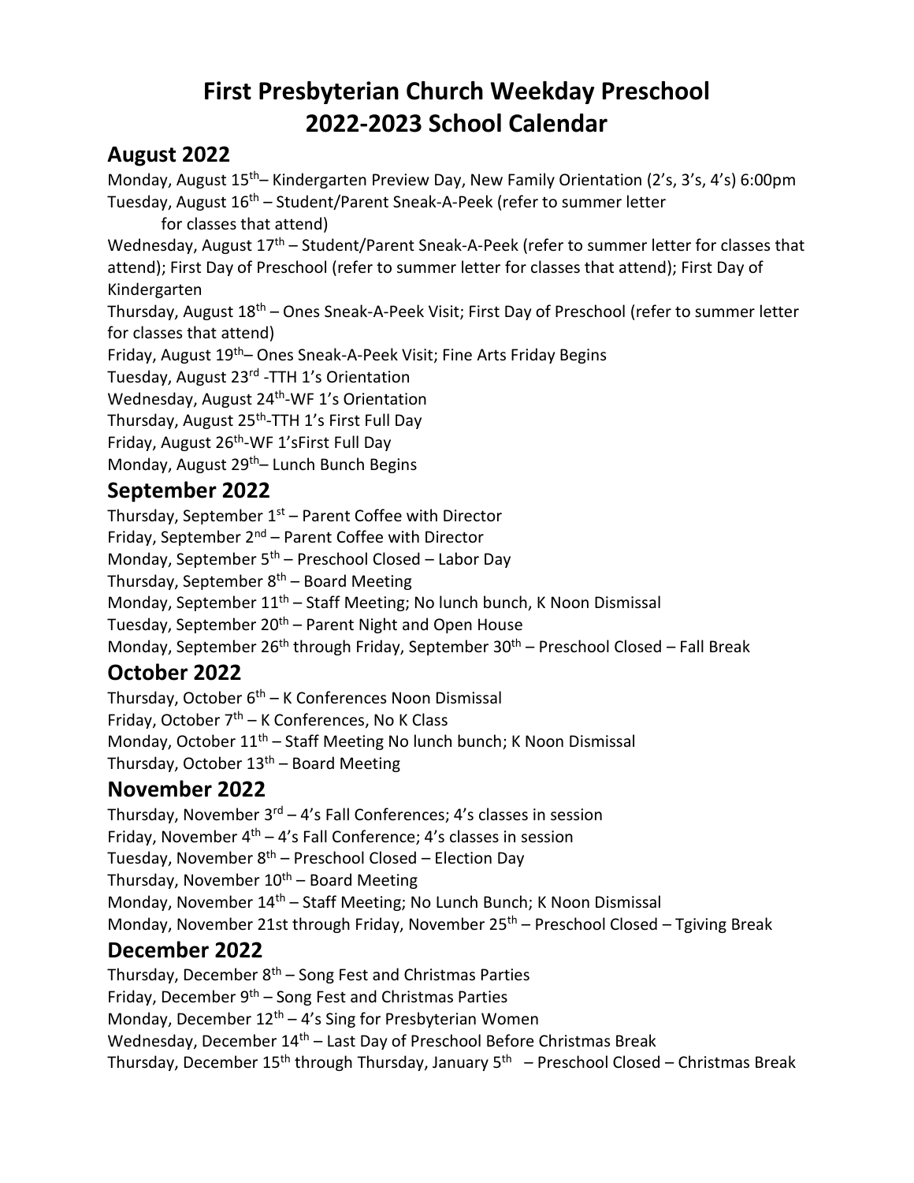# First Presbyterian Church Weekday Preschool
# 2022-2023 School Calendar

## August 2022

Monday, August 15th– Kindergarten Preview Day, New Family Orientation (2's, 3's, 4's) 6:00pm
Tuesday, August 16th – Student/Parent Sneak-A-Peek (refer to summer letter for classes that attend)
Wednesday, August 17th – Student/Parent Sneak-A-Peek (refer to summer letter for classes that attend); First Day of Preschool (refer to summer letter for classes that attend); First Day of Kindergarten
Thursday, August 18th – Ones Sneak-A-Peek Visit; First Day of Preschool (refer to summer letter for classes that attend)
Friday, August 19th– Ones Sneak-A-Peek Visit; Fine Arts Friday Begins
Tuesday, August 23rd -TTH 1's Orientation
Wednesday, August 24th-WF 1's Orientation
Thursday, August 25th-TTH 1's First Full Day
Friday, August 26th-WF 1'sFirst Full Day
Monday, August 29th– Lunch Bunch Begins

## September 2022

Thursday, September 1st – Parent Coffee with Director
Friday, September 2nd – Parent Coffee with Director
Monday, September 5th – Preschool Closed – Labor Day
Thursday, September 8th – Board Meeting
Monday, September 11th – Staff Meeting; No lunch bunch, K Noon Dismissal
Tuesday, September 20th – Parent Night and Open House
Monday, September 26th through Friday, September 30th – Preschool Closed – Fall Break

## October 2022

Thursday, October 6th – K Conferences Noon Dismissal
Friday, October 7th – K Conferences, No K Class
Monday, October 11th – Staff Meeting No lunch bunch; K Noon Dismissal
Thursday, October 13th – Board Meeting

## November 2022

Thursday, November 3rd – 4's Fall Conferences; 4's classes in session
Friday, November 4th – 4's Fall Conference; 4's classes in session
Tuesday, November 8th – Preschool Closed – Election Day
Thursday, November 10th – Board Meeting
Monday, November 14th – Staff Meeting; No Lunch Bunch; K Noon Dismissal
Monday, November 21st through Friday, November 25th – Preschool Closed – Tgiving Break

## December 2022

Thursday, December 8th – Song Fest and Christmas Parties
Friday, December 9th – Song Fest and Christmas Parties
Monday, December 12th – 4's Sing for Presbyterian Women
Wednesday, December 14th – Last Day of Preschool Before Christmas Break
Thursday, December 15th through Thursday, January 5th – Preschool Closed – Christmas Break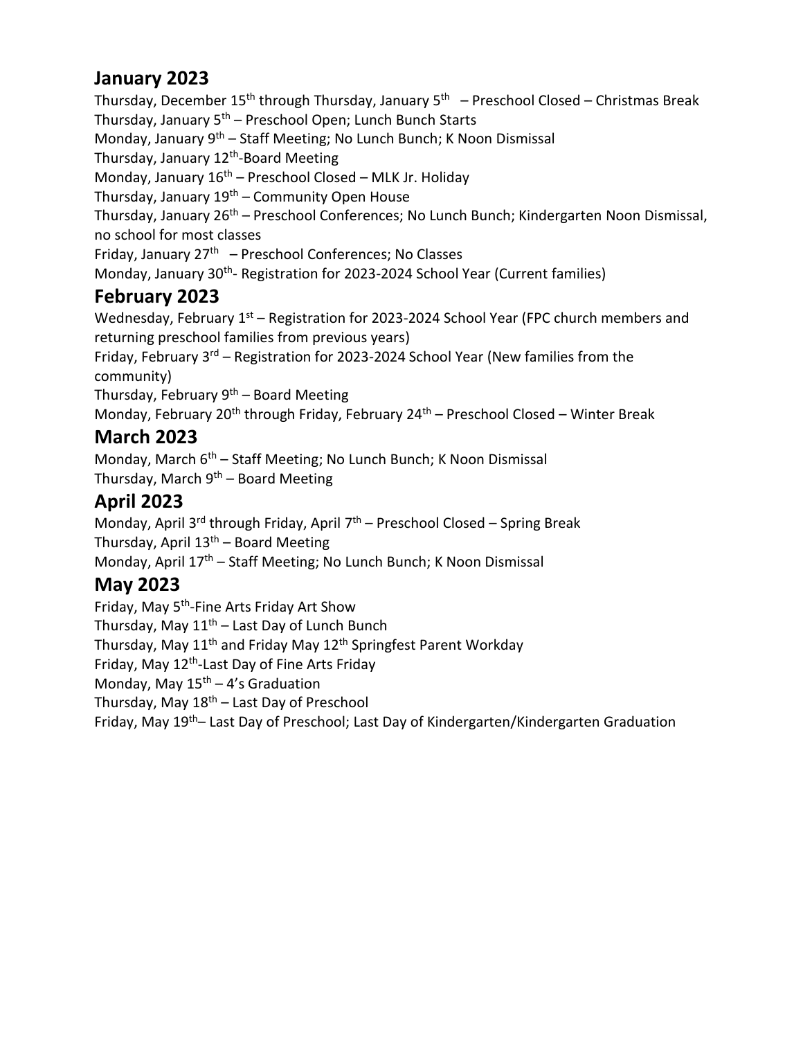## January 2023

Thursday, December 15th through Thursday, January 5th – Preschool Closed – Christmas Break
Thursday, January 5th – Preschool Open; Lunch Bunch Starts
Monday, January 9th – Staff Meeting; No Lunch Bunch; K Noon Dismissal
Thursday, January 12th-Board Meeting
Monday, January 16th – Preschool Closed – MLK Jr. Holiday
Thursday, January 19th – Community Open House
Thursday, January 26th – Preschool Conferences; No Lunch Bunch; Kindergarten Noon Dismissal, no school for most classes
Friday, January 27th – Preschool Conferences; No Classes
Monday, January 30th- Registration for 2023-2024 School Year (Current families)

## February 2023

Wednesday, February 1st – Registration for 2023-2024 School Year (FPC church members and returning preschool families from previous years)
Friday, February 3rd – Registration for 2023-2024 School Year (New families from the community)
Thursday, February 9th – Board Meeting
Monday, February 20th through Friday, February 24th – Preschool Closed – Winter Break

## March 2023

Monday, March 6th – Staff Meeting; No Lunch Bunch; K Noon Dismissal
Thursday, March 9th – Board Meeting

## April 2023

Monday, April 3rd through Friday, April 7th – Preschool Closed – Spring Break
Thursday, April 13th – Board Meeting
Monday, April 17th – Staff Meeting; No Lunch Bunch; K Noon Dismissal

## May 2023

Friday, May 5th-Fine Arts Friday Art Show
Thursday, May 11th – Last Day of Lunch Bunch
Thursday, May 11th and Friday May 12th Springfest Parent Workday
Friday, May 12th-Last Day of Fine Arts Friday
Monday, May 15th – 4's Graduation
Thursday, May 18th – Last Day of Preschool
Friday, May 19th– Last Day of Preschool; Last Day of Kindergarten/Kindergarten Graduation